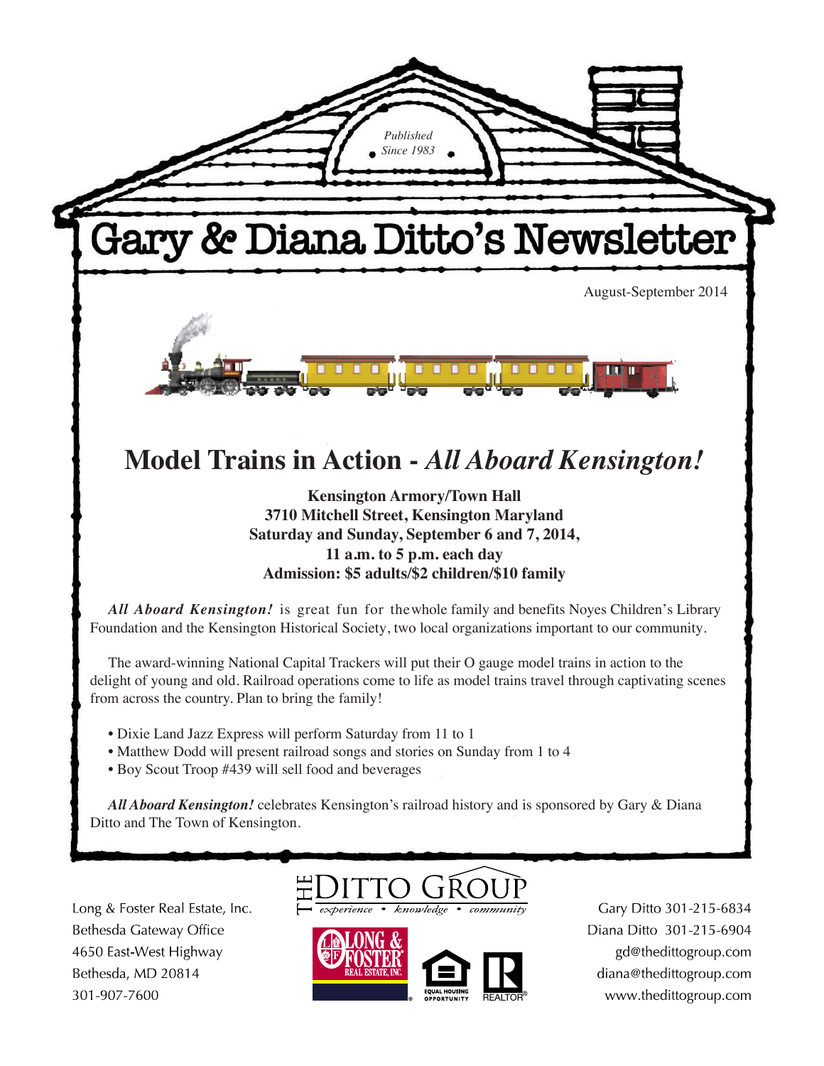Published Since 1983

# Gary & Diana Ditto's Newsletter

August-September 2014

## Model Trains in Action - *All Aboard Kensington!*

**Kensington Armory/Town Hall**
**3710 Mitchell Street, Kensington Maryland**
**Saturday and Sunday, September 6 and 7, 2014,**
**11 a.m. to 5 p.m. each day**
**Admission: $5 adults/$2 children/$10 family**

***All Aboard Kensington!*** is great fun for the whole family and benefits Noyes Children's Library Foundation and the Kensington Historical Society, two local organizations important to our community.

The award-winning National Capital Trackers will put their O gauge model trains in action to the delight of young and old. Railroad operations come to life as model trains travel through captivating scenes from across the country. Plan to bring the family!

- Dixie Land Jazz Express will perform Saturday from 11 to 1
- Matthew Dodd will present railroad songs and stories on Sunday from 1 to 4
- Boy Scout Troop #439 will sell food and beverages

***All Aboard Kensington!*** celebrates Kensington's railroad history and is sponsored by Gary & Diana Ditto and The Town of Kensington.

Long & Foster Real Estate, Inc.
Bethesda Gateway Office
4650 East-West Highway
Bethesda, MD 20814
301-907-7600

THE DITTO GROUP
*experience • knowledge • community*

Gary Ditto 301-215-6834
Diana Ditto 301-215-6904
gd@thedittogroup.com
diana@thedittogroup.com
www.thedittogroup.com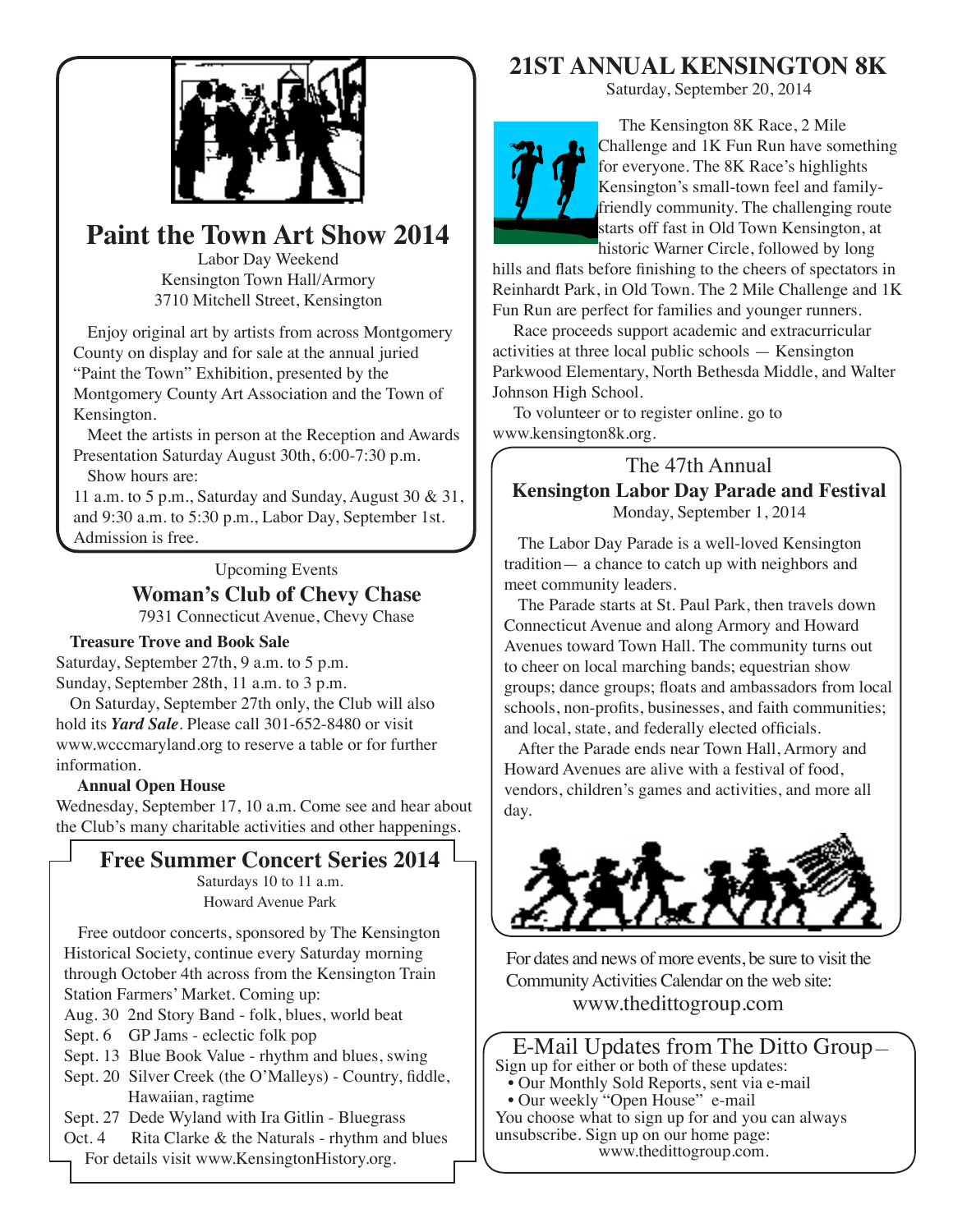## Paint the Town Art Show 2014

Labor Day Weekend
Kensington Town Hall/Armory
3710 Mitchell Street, Kensington

Enjoy original art by artists from across Montgomery County on display and for sale at the annual juried "Paint the Town" Exhibition, presented by the Montgomery County Art Association and the Town of Kensington.

Meet the artists in person at the Reception and Awards Presentation Saturday August 30th, 6:00-7:30 p.m.

Show hours are:
11 a.m. to 5 p.m., Saturday and Sunday, August 30 & 31, and 9:30 a.m. to 5:30 p.m., Labor Day, September 1st. Admission is free.

Upcoming Events

## Woman's Club of Chevy Chase

7931 Connecticut Avenue, Chevy Chase

**Treasure Trove and Book Sale**

Saturday, September 27th, 9 a.m. to 5 p.m.
Sunday, September 28th, 11 a.m. to 3 p.m.

On Saturday, September 27th only, the Club will also hold its ***Yard Sale***. Please call 301-652-8480 or visit www.wcccmaryland.org to reserve a table or for further information.

**Annual Open House**

Wednesday, September 17, 10 a.m. Come see and hear about the Club's many charitable activities and other happenings.

## Free Summer Concert Series 2014

Saturdays 10 to 11 a.m.
Howard Avenue Park

Free outdoor concerts, sponsored by The Kensington Historical Society, continue every Saturday morning through October 4th across from the Kensington Train Station Farmers' Market. Coming up:

- Aug. 30 2nd Story Band - folk, blues, world beat
- Sept. 6 GP Jams - eclectic folk pop
- Sept. 13 Blue Book Value - rhythm and blues, swing
- Sept. 20 Silver Creek (the O'Malleys) - Country, fiddle, Hawaiian, ragtime
- Sept. 27 Dede Wyland with Ira Gitlin - Bluegrass
- Oct. 4 Rita Clarke & the Naturals - rhythm and blues

For details visit www.KensingtonHistory.org.

## 21ST ANNUAL KENSINGTON 8K

Saturday, September 20, 2014

The Kensington 8K Race, 2 Mile Challenge and 1K Fun Run have something for everyone. The 8K Race's highlights Kensington's small-town feel and family-friendly community. The challenging route starts off fast in Old Town Kensington, at historic Warner Circle, followed by long hills and flats before finishing to the cheers of spectators in Reinhardt Park, in Old Town. The 2 Mile Challenge and 1K Fun Run are perfect for families and younger runners.

Race proceeds support academic and extracurricular activities at three local public schools — Kensington Parkwood Elementary, North Bethesda Middle, and Walter Johnson High School.

To volunteer or to register online. go to www.kensington8k.org.

## The 47th Annual Kensington Labor Day Parade and Festival

Monday, September 1, 2014

The Labor Day Parade is a well-loved Kensington tradition— a chance to catch up with neighbors and meet community leaders.

The Parade starts at St. Paul Park, then travels down Connecticut Avenue and along Armory and Howard Avenues toward Town Hall. The community turns out to cheer on local marching bands; equestrian show groups; dance groups; floats and ambassadors from local schools, non-profits, businesses, and faith communities; and local, state, and federally elected officials.

After the Parade ends near Town Hall, Armory and Howard Avenues are alive with a festival of food, vendors, children's games and activities, and more all day.

For dates and news of more events, be sure to visit the Community Activities Calendar on the web site:
www.thedittogroup.com

## E-Mail Updates from The Ditto Group—

Sign up for either or both of these updates:

- Our Monthly Sold Reports, sent via e-mail
- Our weekly "Open House" e-mail

You choose what to sign up for and you can always unsubscribe. Sign up on our home page:
www.thedittogroup.com.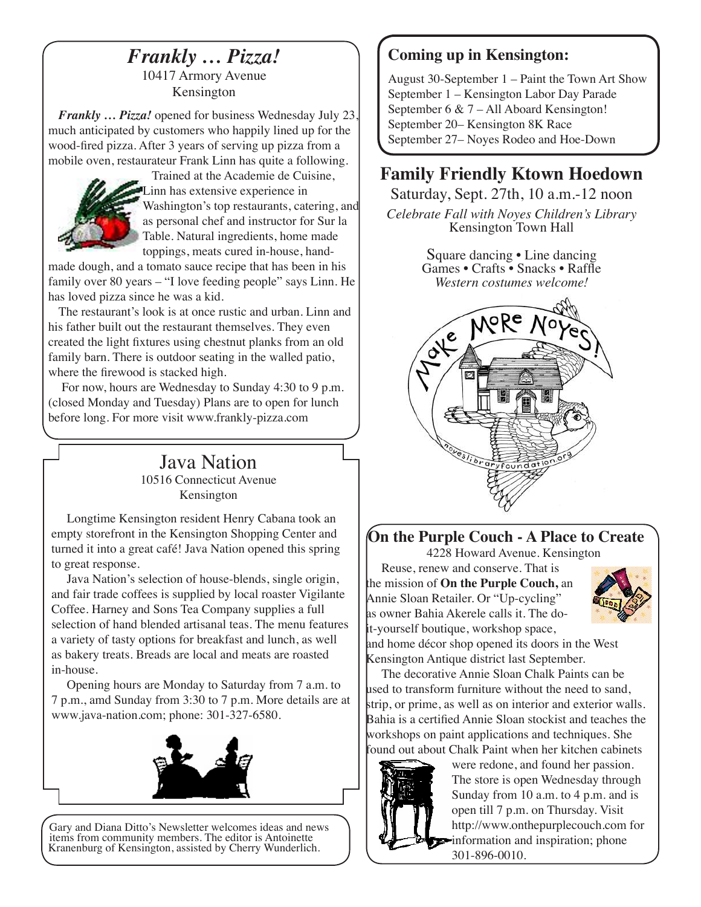## *Frankly … Pizza!*

10417 Armory Avenue
Kensington

***Frankly … Pizza!*** opened for business Wednesday July 23, much anticipated by customers who happily lined up for the wood-fired pizza. After 3 years of serving up pizza from a mobile oven, restaurateur Frank Linn has quite a following.

Trained at the Academie de Cuisine, Linn has extensive experience in Washington's top restaurants, catering, and as personal chef and instructor for Sur la Table. Natural ingredients, home made toppings, meats cured in-house, hand-made dough, and a tomato sauce recipe that has been in his family over 80 years – "I love feeding people" says Linn. He has loved pizza since he was a kid.

The restaurant's look is at once rustic and urban. Linn and his father built out the restaurant themselves. They even created the light fixtures using chestnut planks from an old family barn. There is outdoor seating in the walled patio, where the firewood is stacked high.

For now, hours are Wednesday to Sunday 4:30 to 9 p.m. (closed Monday and Tuesday) Plans are to open for lunch before long. For more visit www.frankly-pizza.com

## Java Nation

10516 Connecticut Avenue
Kensington

Longtime Kensington resident Henry Cabana took an empty storefront in the Kensington Shopping Center and turned it into a great café! Java Nation opened this spring to great response.

Java Nation's selection of house-blends, single origin, and fair trade coffees is supplied by local roaster Vigilante Coffee. Harney and Sons Tea Company supplies a full selection of hand blended artisanal teas. The menu features a variety of tasty options for breakfast and lunch, as well as bakery treats. Breads are local and meats are roasted in-house.

Opening hours are Monday to Saturday from 7 a.m. to 7 p.m., amd Sunday from 3:30 to 7 p.m. More details are at www.java-nation.com; phone: 301-327-6580.

Gary and Diana Ditto's Newsletter welcomes ideas and news items from community members. The editor is Antoinette Kranenburg of Kensington, assisted by Cherry Wunderlich.

### Coming up in Kensington:

August 30-September 1 – Paint the Town Art Show
September 1 – Kensington Labor Day Parade
September 6 & 7 – All Aboard Kensington!
September 20– Kensington 8K Race
September 27– Noyes Rodeo and Hoe-Down

## Family Friendly Ktown Hoedown

Saturday, Sept. 27th, 10 a.m.-12 noon

*Celebrate Fall with Noyes Children's Library*
Kensington Town Hall

Square dancing • Line dancing
Games • Crafts • Snacks • Raffle
*Western costumes welcome!*

Make More Noyes!
noyeslibraryfoundation.org

## On the Purple Couch - A Place to Create

4228 Howard Avenue. Kensington

Reuse, renew and conserve. That is the mission of **On the Purple Couch,** an Annie Sloan Retailer. Or "Up-cycling" as owner Bahia Akerele calls it. The do-it-yourself boutique, workshop space, and home décor shop opened its doors in the West Kensington Antique district last September.

The decorative Annie Sloan Chalk Paints can be used to transform furniture without the need to sand, strip, or prime, as well as on interior and exterior walls. Bahia is a certified Annie Sloan stockist and teaches the workshops on paint applications and techniques. She found out about Chalk Paint when her kitchen cabinets were redone, and found her passion. The store is open Wednesday through Sunday from 10 a.m. to 4 p.m. and is open till 7 p.m. on Thursday. Visit http://www.onthepurplecouch.com for information and inspiration; phone 301-896-0010.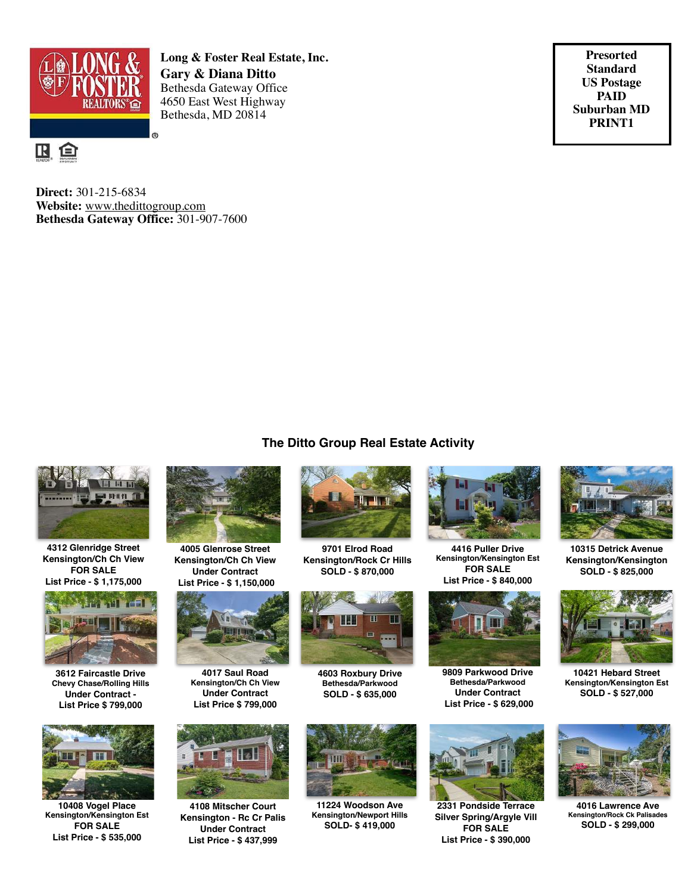**Long & Foster Real Estate, Inc.**
**Gary & Diana Ditto**
Bethesda Gateway Office
4650 East West Highway
Bethesda, MD 20814

Presorted
Standard
US Postage
PAID
Suburban MD
PRINT1

**Direct:** 301-215-6834
**Website:** www.thedittogroup.com
**Bethesda Gateway Office:** 301-907-7600

## The Ditto Group Real Estate Activity

**4312 Glenridge Street**
Kensington/Ch Ch View
FOR SALE
List Price - $ 1,175,000

**4005 Glenrose Street**
Kensington/Ch Ch View
Under Contract
List Price - $ 1,150,000

**9701 Elrod Road**
Kensington/Rock Cr Hills
SOLD - $ 870,000

**4416 Puller Drive**
Kensington/Kensington Est
FOR SALE
List Price - $ 840,000

**10315 Detrick Avenue**
Kensington/Kensington
SOLD - $ 825,000

**3612 Faircastle Drive**
Chevy Chase/Rolling Hills
Under Contract -
List Price $ 799,000

**4017 Saul Road**
Kensington/Ch Ch View
Under Contract
List Price $ 799,000

**4603 Roxbury Drive**
Bethesda/Parkwood
SOLD - $ 635,000

**9809 Parkwood Drive**
Bethesda/Parkwood
Under Contract
List Price - $ 629,000

**10421 Hebard Street**
Kensington/Kensington Est
SOLD - $ 527,000

**10408 Vogel Place**
Kensington/Kensington Est
FOR SALE
List Price - $ 535,000

**4108 Mitscher Court**
Kensington - Rc Cr Palis
Under Contract
List Price - $ 437,999

**11224 Woodson Ave**
Kensington/Newport Hills
SOLD- $ 419,000

**2331 Pondside Terrace**
Silver Spring/Argyle Vill
FOR SALE
List Price - $ 390,000

**4016 Lawrence Ave**
Kensington/Rock Ck Palisades
SOLD - $ 299,000